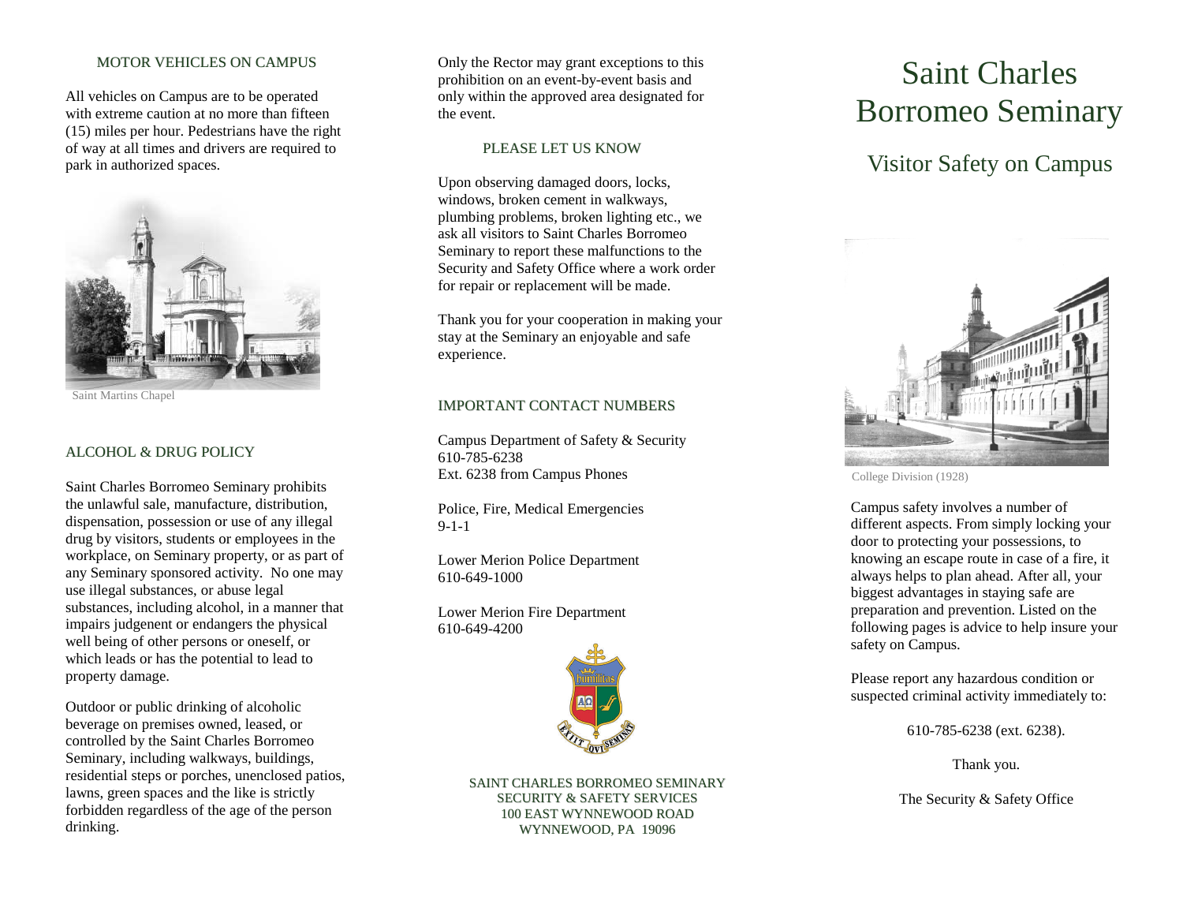## MOTOR VEHICLES ON CAMPUS

All vehicles on Campus are to be operated with extreme caution at no more than fifteen (15) miles per hour. Pedestrians have the right of way at all times and drivers are required to park in authorized spaces.

Saint Martins Chapel

## ALCOHOL & DRUG POLICY

Saint Charles Borromeo Seminary prohibits the unlawful sale, manufacture, distribution, dispensation, possession or use of any illegal drug by visitors, students or employees in the workplace, on Seminary property, or as part of any Seminary sponsored activity. No one may use illegal substances, or abuse legal substances, including alcohol, in a manner that impairs judgenent or endangers the physical well being of other persons or oneself, or which leads or has the potential to lead to property damage.

Outdoor or public drinking of alcoholic beverage on premises owned, leased, or controlled by the Saint Charles Borromeo Seminary, including walkways, buildings, residential steps or porches, unenclosed patios, lawns, green spaces and the like is strictly forbidden regardless of the age of the person drinking.

Only the Rector may grant exceptions to this prohibition on an event-by-event basis and only within the approved area designated for the event.

## PLEASE LET US KNOW

Upon observing damaged doors, locks, windows, broken cement in walkways, plumbing problems, broken lighting etc., we ask all visitors to Saint Charles Borromeo Seminary to report these malfunctions to the Security and Safety Office where a work order for repair or replacement will be made.

Thank you for your cooperation in making your stay at the Seminary an enjoyable and safe experience.

## IMPORTANT CONTACT NUMBERS

Campus Department of Safety & Security
610-785-6238
Ext. 6238 from Campus Phones

Police, Fire, Medical Emergencies
9-1-1

Lower Merion Police Department
610-649-1000

Lower Merion Fire Department
610-649-4200

SAINT CHARLES BORROMEO SEMINARY
SECURITY & SAFETY SERVICES
100 EAST WYNNEWOOD ROAD
WYNNEWOOD, PA 19096

# Saint Charles Borromeo Seminary

## Visitor Safety on Campus

College Division (1928)

Campus safety involves a number of different aspects. From simply locking your door to protecting your possessions, to knowing an escape route in case of a fire, it always helps to plan ahead. After all, your biggest advantages in staying safe are preparation and prevention. Listed on the following pages is advice to help insure your safety on Campus.

Please report any hazardous condition or suspected criminal activity immediately to:

610-785-6238 (ext. 6238).

Thank you.

The Security & Safety Office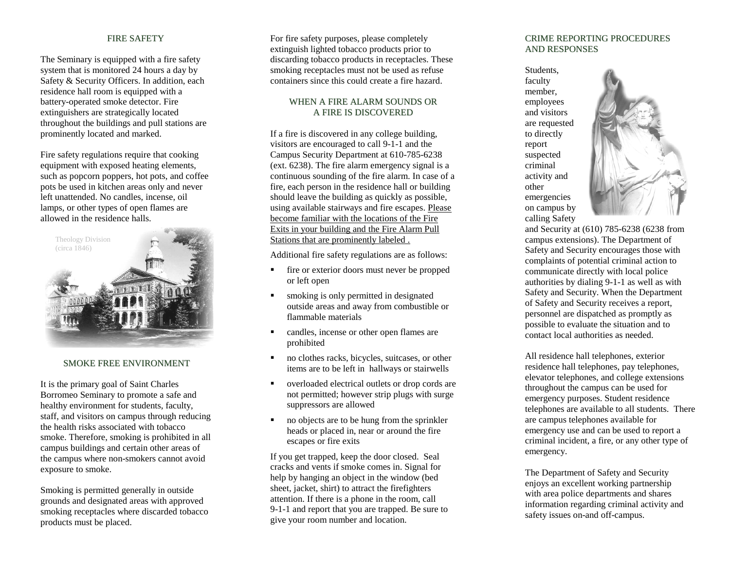## FIRE SAFETY

The Seminary is equipped with a fire safety system that is monitored 24 hours a day by Safety & Security Officers. In addition, each residence hall room is equipped with a battery-operated smoke detector. Fire extinguishers are strategically located throughout the buildings and pull stations are prominently located and marked.

Fire safety regulations require that cooking equipment with exposed heating elements, such as popcorn poppers, hot pots, and coffee pots be used in kitchen areas only and never left unattended. No candles, incense, oil lamps, or other types of open flames are allowed in the residence halls.

Theology Division
(circa 1846)

## SMOKE FREE ENVIRONMENT

It is the primary goal of Saint Charles Borromeo Seminary to promote a safe and healthy environment for students, faculty, staff, and visitors on campus through reducing the health risks associated with tobacco smoke. Therefore, smoking is prohibited in all campus buildings and certain other areas of the campus where non-smokers cannot avoid exposure to smoke.

Smoking is permitted generally in outside grounds and designated areas with approved smoking receptacles where discarded tobacco products must be placed.

For fire safety purposes, please completely extinguish lighted tobacco products prior to discarding tobacco products in receptacles. These smoking receptacles must not be used as refuse containers since this could create a fire hazard.

## WHEN A FIRE ALARM SOUNDS OR A FIRE IS DISCOVERED

If a fire is discovered in any college building, visitors are encouraged to call 9-1-1 and the Campus Security Department at 610-785-6238 (ext. 6238). The fire alarm emergency signal is a continuous sounding of the fire alarm. In case of a fire, each person in the residence hall or building should leave the building as quickly as possible, using available stairways and fire escapes. Please become familiar with the locations of the Fire Exits in your building and the Fire Alarm Pull Stations that are prominently labeled .

Additional fire safety regulations are as follows:

- fire or exterior doors must never be propped or left open
- smoking is only permitted in designated outside areas and away from combustible or flammable materials
- candles, incense or other open flames are prohibited
- no clothes racks, bicycles, suitcases, or other items are to be left in hallways or stairwells
- overloaded electrical outlets or drop cords are not permitted; however strip plugs with surge suppressors are allowed
- no objects are to be hung from the sprinkler heads or placed in, near or around the fire escapes or fire exits

If you get trapped, keep the door closed. Seal cracks and vents if smoke comes in. Signal for help by hanging an object in the window (bed sheet, jacket, shirt) to attract the firefighters attention. If there is a phone in the room, call 9-1-1 and report that you are trapped. Be sure to give your room number and location.

## CRIME REPORTING PROCEDURES AND RESPONSES

Students, faculty member, employees and visitors are requested to directly report suspected criminal activity and other emergencies on campus by calling Safety and Security at (610) 785-6238 (6238 from campus extensions). The Department of Safety and Security encourages those with complaints of potential criminal action to communicate directly with local police authorities by dialing 9-1-1 as well as with Safety and Security. When the Department of Safety and Security receives a report, personnel are dispatched as promptly as possible to evaluate the situation and to contact local authorities as needed.

All residence hall telephones, exterior residence hall telephones, pay telephones, elevator telephones, and college extensions throughout the campus can be used for emergency purposes. Student residence telephones are available to all students. There are campus telephones available for emergency use and can be used to report a criminal incident, a fire, or any other type of emergency.

The Department of Safety and Security enjoys an excellent working partnership with area police departments and shares information regarding criminal activity and safety issues on-and off-campus.